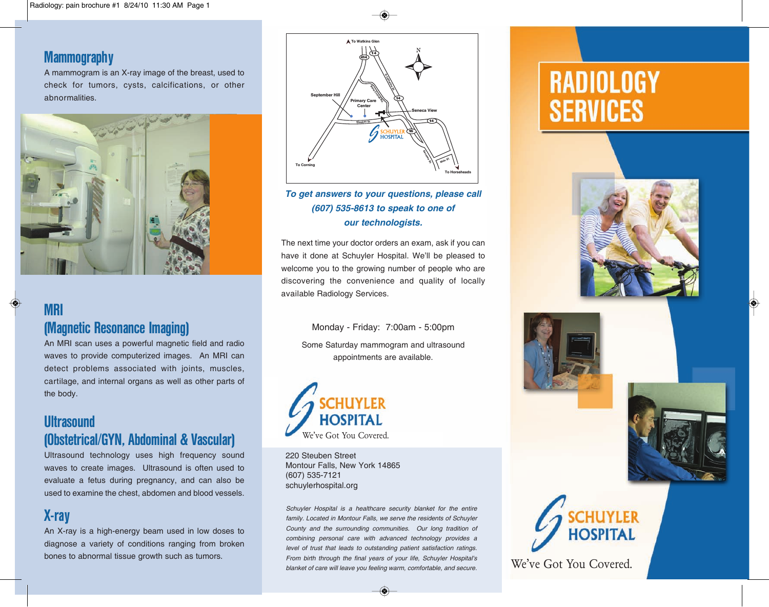## Mammography

A mammogram is an X-ray image of the breast, used to check for tumors, cysts, calcifications, or other abnormalities.

## MRI (Magnetic Resonance Imaging)

An MRI scan uses a powerful magnetic field and radio waves to provide computerized images. An MRI can detect problems associated with joints, muscles, cartilage, and internal organs as well as other parts of the body.

## Ultrasound (Obstetrical/GYN, Abdominal & Vascular)

Ultrasound technology uses high frequency sound waves to create images. Ultrasound is often used to evaluate a fetus during pregnancy, and can also be used to examine the chest, abdomen and blood vessels.

## X-ray

An X-ray is a high-energy beam used in low doses to diagnose a variety of conditions ranging from broken bones to abnormal tissue growth such as tumors.

***To get answers to your questions, please call (607) 535-8613 to speak to one of our technologists.***

The next time your doctor orders an exam, ask if you can have it done at Schuyler Hospital. We'll be pleased to welcome you to the growing number of people who are discovering the convenience and quality of locally available Radiology Services.

Monday - Friday: 7:00am - 5:00pm

Some Saturday mammogram and ultrasound appointments are available.

**SCHUYLER HOSPITAL**
We've Got You Covered.

220 Steuben Street
Montour Falls, New York 14865
(607) 535-7121
schuylerhospital.org

*Schuyler Hospital is a healthcare security blanket for the entire family. Located in Montour Falls, we serve the residents of Schuyler County and the surrounding communities. Our long tradition of combining personal care with advanced technology provides a level of trust that leads to outstanding patient satisfaction ratings. From birth through the final years of your life, Schuyler Hospital's blanket of care will leave you feeling warm, comfortable, and secure.*

# RADIOLOGY SERVICES

**SCHUYLER HOSPITAL**
We've Got You Covered.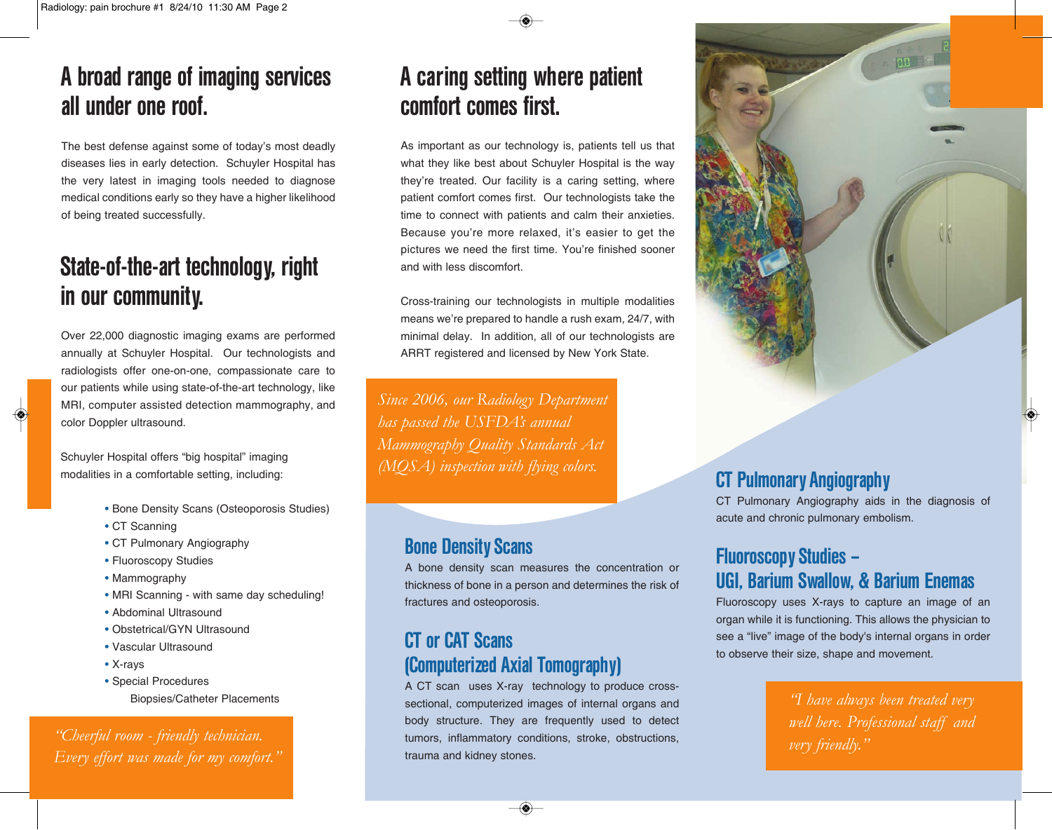## A broad range of imaging services all under one roof.

The best defense against some of today's most deadly diseases lies in early detection. Schuyler Hospital has the very latest in imaging tools needed to diagnose medical conditions early so they have a higher likelihood of being treated successfully.

## State-of-the-art technology, right in our community.

Over 22,000 diagnostic imaging exams are performed annually at Schuyler Hospital. Our technologists and radiologists offer one-on-one, compassionate care to our patients while using state-of-the-art technology, like MRI, computer assisted detection mammography, and color Doppler ultrasound.

Schuyler Hospital offers "big hospital" imaging modalities in a comfortable setting, including:

- Bone Density Scans (Osteoporosis Studies)
- CT Scanning
- CT Pulmonary Angiography
- Fluoroscopy Studies
- Mammography
- MRI Scanning - with same day scheduling!
- Abdominal Ultrasound
- Obstetrical/GYN Ultrasound
- Vascular Ultrasound
- X-rays
- Special Procedures
  Biopsies/Catheter Placements

*"Cheerful room - friendly technician. Every effort was made for my comfort."*

## A caring setting where patient comfort comes first.

As important as our technology is, patients tell us that what they like best about Schuyler Hospital is the way they're treated. Our facility is a caring setting, where patient comfort comes first. Our technologists take the time to connect with patients and calm their anxieties. Because you're more relaxed, it's easier to get the pictures we need the first time. You're finished sooner and with less discomfort.

Cross-training our technologists in multiple modalities means we're prepared to handle a rush exam, 24/7, with minimal delay. In addition, all of our technologists are ARRT registered and licensed by New York State.

*Since 2006, our Radiology Department has passed the USFDA's annual Mammography Quality Standards Act (MQSA) inspection with flying colors.*

### Bone Density Scans

A bone density scan measures the concentration or thickness of bone in a person and determines the risk of fractures and osteoporosis.

### CT or CAT Scans (Computerized Axial Tomography)

A CT scan uses X-ray technology to produce cross-sectional, computerized images of internal organs and body structure. They are frequently used to detect tumors, inflammatory conditions, stroke, obstructions, trauma and kidney stones.

### CT Pulmonary Angiography

CT Pulmonary Angiography aids in the diagnosis of acute and chronic pulmonary embolism.

### Fluoroscopy Studies – UGI, Barium Swallow, & Barium Enemas

Fluoroscopy uses X-rays to capture an image of an organ while it is functioning. This allows the physician to see a "live" image of the body's internal organs in order to observe their size, shape and movement.

*"I have always been treated very well here. Professional staff and very friendly."*